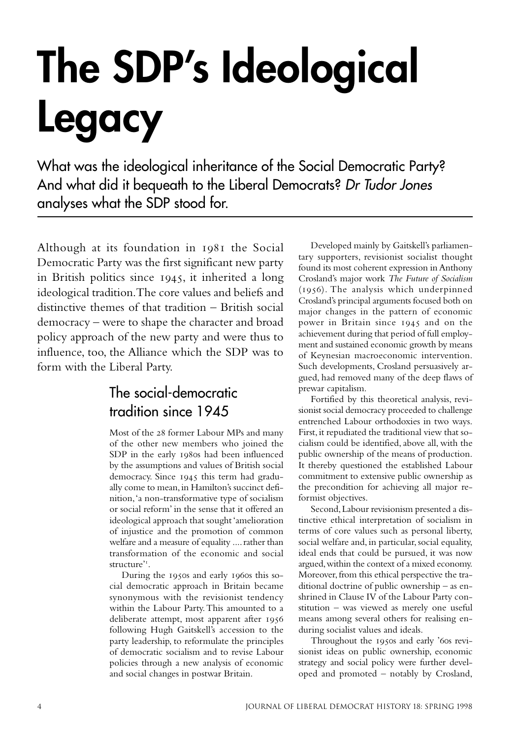# The SDP's Ideological Legacy

What was the ideological inheritance of the Social Democratic Party? And what did it bequeath to the Liberal Democrats? *Dr Tudor Jones* analyses what the SDP stood for.

Although at its foundation in 1981 the Social Democratic Party was the first significant new party in British politics since 1945, it inherited a long ideological tradition. The core values and beliefs and distinctive themes of that tradition – British social democracy – were to shape the character and broad policy approach of the new party and were thus to influence, too, the Alliance which the SDP was to form with the Liberal Party.

## The social-democratic tradition since 1945

Most of the 28 former Labour MPs and many of the other new members who joined the SDP in the early 1980s had been influenced by the assumptions and values of British social democracy. Since 1945 this term had gradually come to mean, in Hamilton's succinct definition, 'a non-transformative type of socialism or social reform' in the sense that it offered an ideological approach that sought 'amelioration of injustice and the promotion of common welfare and a measure of equality .... rather than transformation of the economic and social structure'[1].

During the 1950s and early 1960s this social democratic approach in Britain became synonymous with the revisionist tendency within the Labour Party. This amounted to a deliberate attempt, most apparent after 1956 following Hugh Gaitskell's accession to the party leadership, to reformulate the principles of democratic socialism and to revise Labour policies through a new analysis of economic and social changes in postwar Britain.

Developed mainly by Gaitskell's parliamentary supporters, revisionist socialist thought found its most coherent expression in Anthony Crosland's major work *The Future of Socialism* (1956). The analysis which underpinned Crosland's principal arguments focused both on major changes in the pattern of economic power in Britain since 1945 and on the achievement during that period of full employment and sustained economic growth by means of Keynesian macroeconomic intervention. Such developments, Crosland persuasively argued, had removed many of the deep flaws of prewar capitalism.

Fortified by this theoretical analysis, revisionist social democracy proceeded to challenge entrenched Labour orthodoxies in two ways. First, it repudiated the traditional view that socialism could be identified, above all, with the public ownership of the means of production. It thereby questioned the established Labour commitment to extensive public ownership as the precondition for achieving all major reformist objectives.

Second, Labour revisionism presented a distinctive ethical interpretation of socialism in terms of core values such as personal liberty, social welfare and, in particular, social equality, ideal ends that could be pursued, it was now argued, within the context of a mixed economy. Moreover, from this ethical perspective the traditional doctrine of public ownership – as enshrined in Clause IV of the Labour Party constitution – was viewed as merely one useful means among several others for realising enduring socialist values and ideals.

Throughout the 1950s and early '60s revisionist ideas on public ownership, economic strategy and social policy were further developed and promoted – notably by Crosland,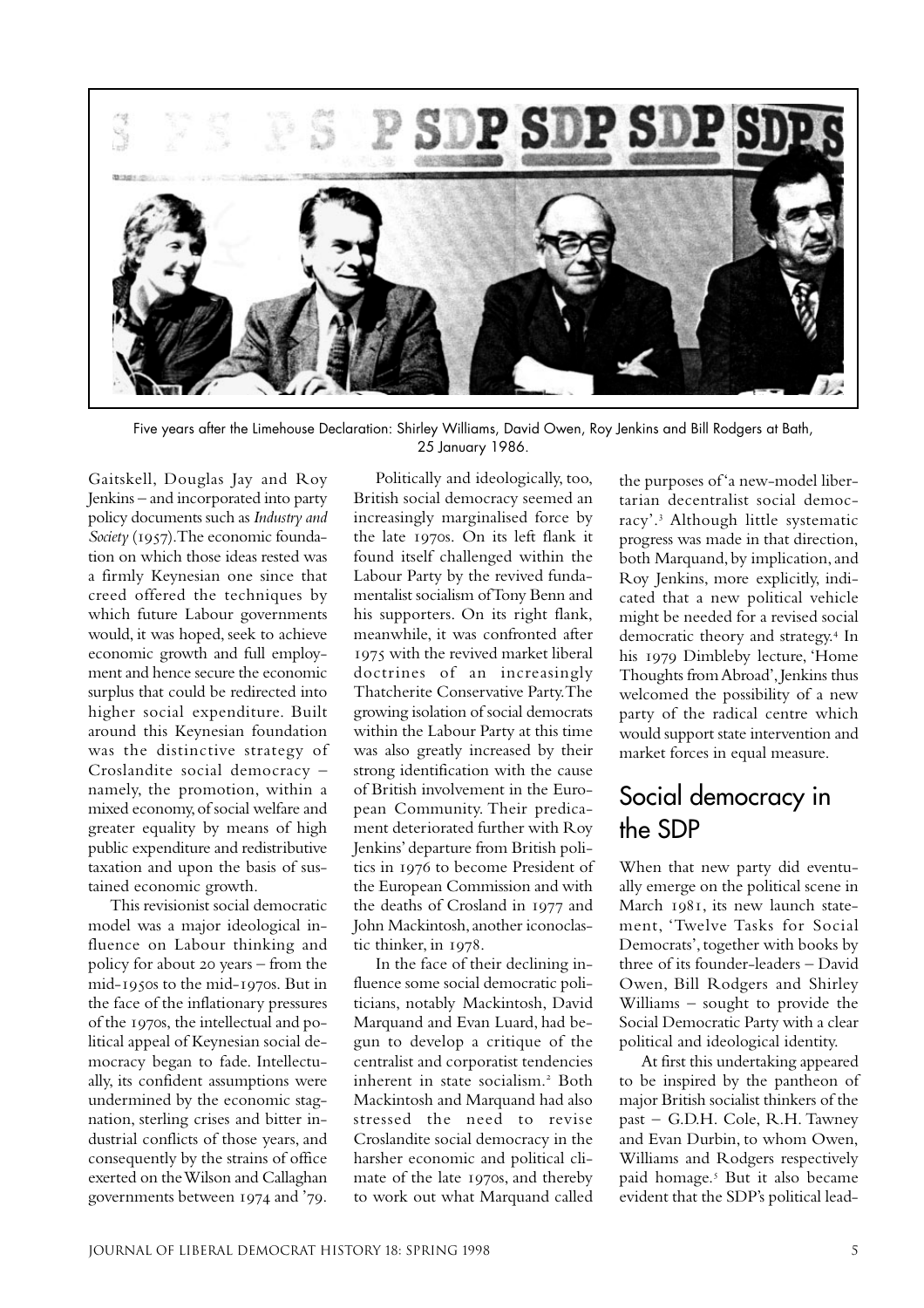Five years after the Limehouse Declaration: Shirley Williams, David Owen, Roy Jenkins and Bill Rodgers at Bath, 25 January 1986.

Gaitskell, Douglas Jay and Roy Jenkins – and incorporated into party policy documents such as *Industry and Society* (1957). The economic foundation on which those ideas rested was a firmly Keynesian one since that creed offered the techniques by which future Labour governments would, it was hoped, seek to achieve economic growth and full employment and hence secure the economic surplus that could be redirected into higher social expenditure. Built around this Keynesian foundation was the distinctive strategy of Croslandite social democracy – namely, the promotion, within a mixed economy, of social welfare and greater equality by means of high public expenditure and redistributive taxation and upon the basis of sustained economic growth.

This revisionist social democratic model was a major ideological influence on Labour thinking and policy for about 20 years – from the mid-1950s to the mid-1970s. But in the face of the inflationary pressures of the 1970s, the intellectual and political appeal of Keynesian social democracy began to fade. Intellectually, its confident assumptions were undermined by the economic stagnation, sterling crises and bitter industrial conflicts of those years, and consequently by the strains of office exerted on the Wilson and Callaghan governments between 1974 and '79.

Politically and ideologically, too, British social democracy seemed an increasingly marginalised force by the late 1970s. On its left flank it found itself challenged within the Labour Party by the revived fundamentalist socialism of Tony Benn and his supporters. On its right flank, meanwhile, it was confronted after 1975 with the revived market liberal doctrines of an increasingly Thatcherite Conservative Party. The growing isolation of social democrats within the Labour Party at this time was also greatly increased by their strong identification with the cause of British involvement in the European Community. Their predicament deteriorated further with Roy Jenkins' departure from British politics in 1976 to become President of the European Commission and with the deaths of Crosland in 1977 and John Mackintosh, another iconoclastic thinker, in 1978.

In the face of their declining influence some social democratic politicians, notably Mackintosh, David Marquand and Evan Luard, had begun to develop a critique of the centralist and corporatist tendencies inherent in state socialism.[2] Both Mackintosh and Marquand had also stressed the need to revise Croslandite social democracy in the harsher economic and political climate of the late 1970s, and thereby to work out what Marquand called the purposes of 'a new-model libertarian decentralist social democracy'.[3] Although little systematic progress was made in that direction, both Marquand, by implication, and Roy Jenkins, more explicitly, indicated that a new political vehicle might be needed for a revised social democratic theory and strategy.[4] In his 1979 Dimbleby lecture, 'Home Thoughts from Abroad', Jenkins thus welcomed the possibility of a new party of the radical centre which would support state intervention and market forces in equal measure.

## Social democracy in the SDP

When that new party did eventually emerge on the political scene in March 1981, its new launch statement, 'Twelve Tasks for Social Democrats', together with books by three of its founder-leaders – David Owen, Bill Rodgers and Shirley Williams – sought to provide the Social Democratic Party with a clear political and ideological identity.

At first this undertaking appeared to be inspired by the pantheon of major British socialist thinkers of the past – G.D.H. Cole, R.H. Tawney and Evan Durbin, to whom Owen, Williams and Rodgers respectively paid homage.[5] But it also became evident that the SDP's political lead-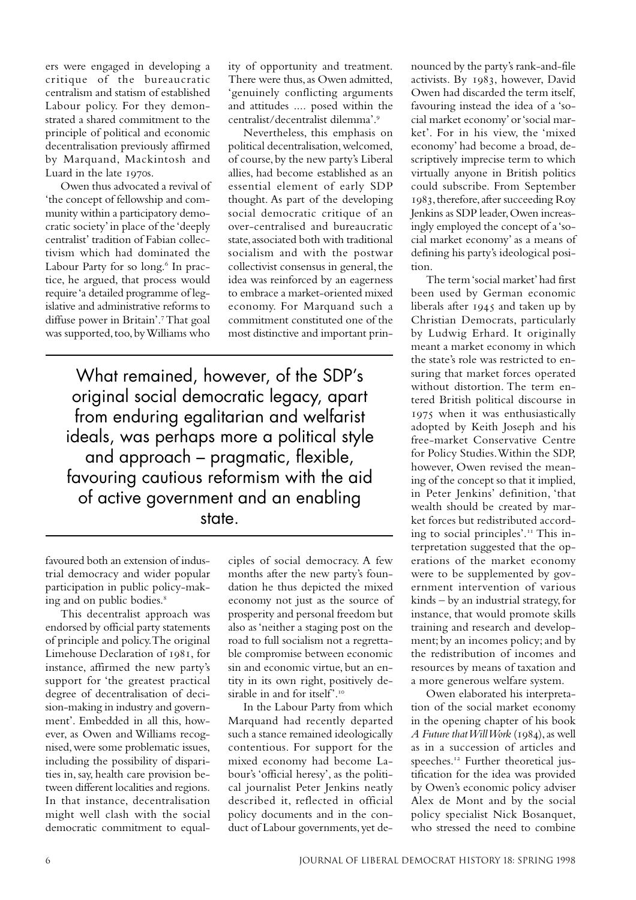ers were engaged in developing a critique of the bureaucratic centralism and statism of established Labour policy. For they demonstrated a shared commitment to the principle of political and economic decentralisation previously affirmed by Marquand, Mackintosh and Luard in the late 1970s.

Owen thus advocated a revival of 'the concept of fellowship and community within a participatory democratic society' in place of the 'deeply centralist' tradition of Fabian collectivism which had dominated the Labour Party for so long.[6] In practice, he argued, that process would require 'a detailed programme of legislative and administrative reforms to diffuse power in Britain'.[7] That goal was supported, too, by Williams who favoured both an extension of industrial democracy and wider popular participation in public policy-making and on public bodies.[8]

This decentralist approach was endorsed by official party statements of principle and policy. The original Limehouse Declaration of 1981, for instance, affirmed the new party's support for 'the greatest practical degree of decentralisation of decision-making in industry and government'. Embedded in all this, however, as Owen and Williams recognised, were some problematic issues, including the possibility of disparities in, say, health care provision between different localities and regions. In that instance, decentralisation might well clash with the social democratic commitment to equality of opportunity and treatment. There were thus, as Owen admitted, 'genuinely conflicting arguments and attitudes .... posed within the centralist/decentralist dilemma'.[9]

Nevertheless, this emphasis on political decentralisation, welcomed, of course, by the new party's Liberal allies, had become established as an essential element of early SDP thought. As part of the developing social democratic critique of an over-centralised and bureaucratic state, associated both with traditional socialism and with the postwar collectivist consensus in general, the idea was reinforced by an eagerness to embrace a market-oriented mixed economy. For Marquand such a commitment constituted one of the most distinctive and important principles of social democracy. A few months after the new party's foundation he thus depicted the mixed economy not just as the source of prosperity and personal freedom but also as 'neither a staging post on the road to full socialism not a regrettable compromise between economic sin and economic virtue, but an entity in its own right, positively desirable in and for itself'.[10]

> What remained, however, of the SDP's original social democratic legacy, apart from enduring egalitarian and welfarist ideals, was perhaps more a political style and approach – pragmatic, flexible, favouring cautious reformism with the aid of active government and an enabling state.

In the Labour Party from which Marquand had recently departed such a stance remained ideologically contentious. For support for the mixed economy had become Labour's 'official heresy', as the political journalist Peter Jenkins neatly described it, reflected in official policy documents and in the conduct of Labour governments, yet denounced by the party's rank-and-file activists. By 1983, however, David Owen had discarded the term itself, favouring instead the idea of a 'social market economy' or 'social market'. For in his view, the 'mixed economy' had become a broad, descriptively imprecise term to which virtually anyone in British politics could subscribe. From September 1983, therefore, after succeeding Roy Jenkins as SDP leader, Owen increasingly employed the concept of a 'social market economy' as a means of defining his party's ideological position.

The term 'social market' had first been used by German economic liberals after 1945 and taken up by Christian Democrats, particularly by Ludwig Erhard. It originally meant a market economy in which the state's role was restricted to ensuring that market forces operated without distortion. The term entered British political discourse in 1975 when it was enthusiastically adopted by Keith Joseph and his free-market Conservative Centre for Policy Studies. Within the SDP, however, Owen revised the meaning of the concept so that it implied, in Peter Jenkins' definition, 'that wealth should be created by market forces but redistributed according to social principles'.[11] This interpretation suggested that the operations of the market economy were to be supplemented by government intervention of various kinds – by an industrial strategy, for instance, that would promote skills training and research and development; by an incomes policy; and by the redistribution of incomes and resources by means of taxation and a more generous welfare system.

Owen elaborated his interpretation of the social market economy in the opening chapter of his book *A Future that Will Work* (1984), as well as in a succession of articles and speeches.[12] Further theoretical justification for the idea was provided by Owen's economic policy adviser Alex de Mont and by the social policy specialist Nick Bosanquet, who stressed the need to combine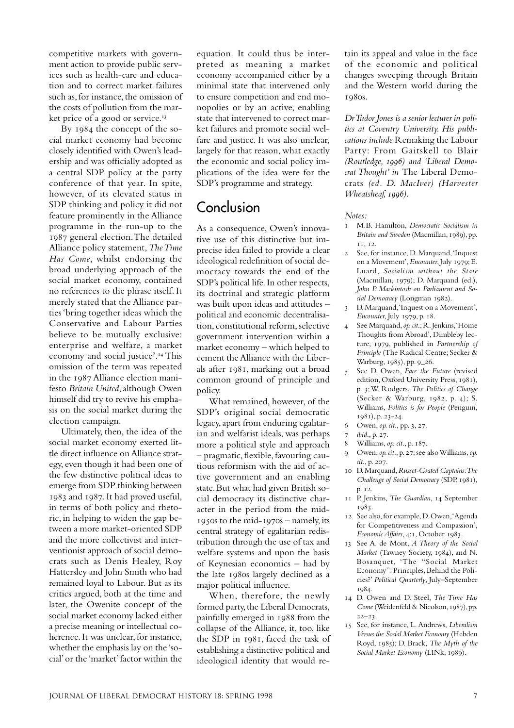competitive markets with government action to provide public services such as health-care and education and to correct market failures such as, for instance, the omission of the costs of pollution from the market price of a good or service.[13]

By 1984 the concept of the social market economy had become closely identified with Owen's leadership and was officially adopted as a central SDP policy at the party conference of that year. In spite, however, of its elevated status in SDP thinking and policy it did not feature prominently in the Alliance programme in the run-up to the 1987 general election. The detailed Alliance policy statement, *The Time Has Come*, whilst endorsing the broad underlying approach of the social market economy, contained no references to the phrase itself. It merely stated that the Alliance parties 'bring together ideas which the Conservative and Labour Parties believe to be mutually exclusive: enterprise and welfare, a market economy and social justice'.[14] This omission of the term was repeated in the 1987 Alliance election manifesto *Britain United*, although Owen himself did try to revive his emphasis on the social market during the election campaign.

Ultimately, then, the idea of the social market economy exerted little direct influence on Alliance strategy, even though it had been one of the few distinctive political ideas to emerge from SDP thinking between 1983 and 1987. It had proved useful, in terms of both policy and rhetoric, in helping to widen the gap between a more market-oriented SDP and the more collectivist and interventionist approach of social democrats such as Denis Healey, Roy Hattersley and John Smith who had remained loyal to Labour. But as its critics argued, both at the time and later, the Owenite concept of the social market economy lacked either a precise meaning or intellectual coherence. It was unclear, for instance, whether the emphasis lay on the 'social' or the 'market' factor within the equation. It could thus be interpreted as meaning a market economy accompanied either by a minimal state that intervened only to ensure competition and end monopolies or by an active, enabling state that intervened to correct market failures and promote social welfare and justice. It was also unclear, largely for that reason, what exactly the economic and social policy implications of the idea were for the SDP's programme and strategy.

## Conclusion

As a consequence, Owen's innovative use of this distinctive but imprecise idea failed to provide a clear ideological redefinition of social democracy towards the end of the SDP's political life. In other respects, its doctrinal and strategic platform was built upon ideas and attitudes – political and economic decentralisation, constitutional reform, selective government intervention within a market economy – which helped to cement the Alliance with the Liberals after 1981, marking out a broad common ground of principle and policy.

What remained, however, of the SDP's original social democratic legacy, apart from enduring egalitarian and welfarist ideals, was perhaps more a political style and approach – pragmatic, flexible, favouring cautious reformism with the aid of active government and an enabling state. But what had given British social democracy its distinctive character in the period from the mid-1950s to the mid-1970s – namely, its central strategy of egalitarian redistribution through the use of tax and welfare systems and upon the basis of Keynesian economics – had by the late 1980s largely declined as a major political influence.

When, therefore, the newly formed party, the Liberal Democrats, painfully emerged in 1988 from the collapse of the Alliance, it, too, like the SDP in 1981, faced the task of establishing a distinctive political and ideological identity that would retain its appeal and value in the face of the economic and political changes sweeping through Britain and the Western world during the 1980s.

*Dr Tudor Jones is a senior lecturer in politics at Coventry University. His publications include* Remaking the Labour Party: From Gaitskell to Blair *(Routledge, 1996) and 'Liberal Democrat Thought' in* The Liberal Democrats *(ed. D. MacIver) (Harvester Wheatsheaf, 1996).*

*Notes:*

1. M.B. Hamilton, *Democratic Socialism in Britain and Sweden* (Macmillan, 1989), pp. 11, 12.
2. See, for instance, D. Marquand, 'Inquest on a Movement', *Encounter*, July 1979; E. Luard, *Socialism without the State* (Macmillan, 1979); D. Marquand (ed.), *John P. Mackintosh on Parliament and Social Democracy* (Longman 1982).
3. D. Marquand, 'Inquest on a Movement', *Encounter*, July 1979, p. 18.
4. See Marquand, *op. cit.*; R. Jenkins, 'Home Thoughts from Abroad', Dimbleby lecture, 1979, published in *Partnership of Principle* (The Radical Centre; Secker & Warburg, 1985), pp. 9_26.
5. See D. Owen, *Face the Future* (revised edition, Oxford University Press, 1981), p. 3; W. Rodgers, *The Politics of Change* (Secker & Warburg, 1982, p. 4); S. Williams, *Politics is for People* (Penguin, 1981), p. 23-24.
6. Owen, *op. cit.*, pp. 3, 27.
7. *ibid.*, p. 27.
8. Williams, *op. cit.*, p. 187.
9. Owen, *op. cit.*, p. 27; see also Williams, *op. cit.*, p. 207.
10. D. Marquand, *Russet-Coated Captains: The Challenge of Social Democracy* (SDP, 1981), p. 12.
11. P. Jenkins, *The Guardian*, 14 September 1983.
12. See also, for example, D. Owen, 'Agenda for Competitiveness and Compassion', *Economic Affairs*, 4:1, October 1983.
13. See A. de Mont, *A Theory of the Social Market* (Tawney Society, 1984), and N. Bosanquet, 'The "Social Market Economy": Principles, Behind the Policies?' *Political Quarterly*, July–September 1984.
14. D. Owen and D. Steel, *The Time Has Come* (Weidenfeld & Nicolson, 1987), pp. 22–23.
15. See, for instance, L. Andrews, *Liberalism Versus the Social Market Economy* (Hebden Royd, 1985); D. Brack, *The Myth of the Social Market Economy* (LINk, 1989).